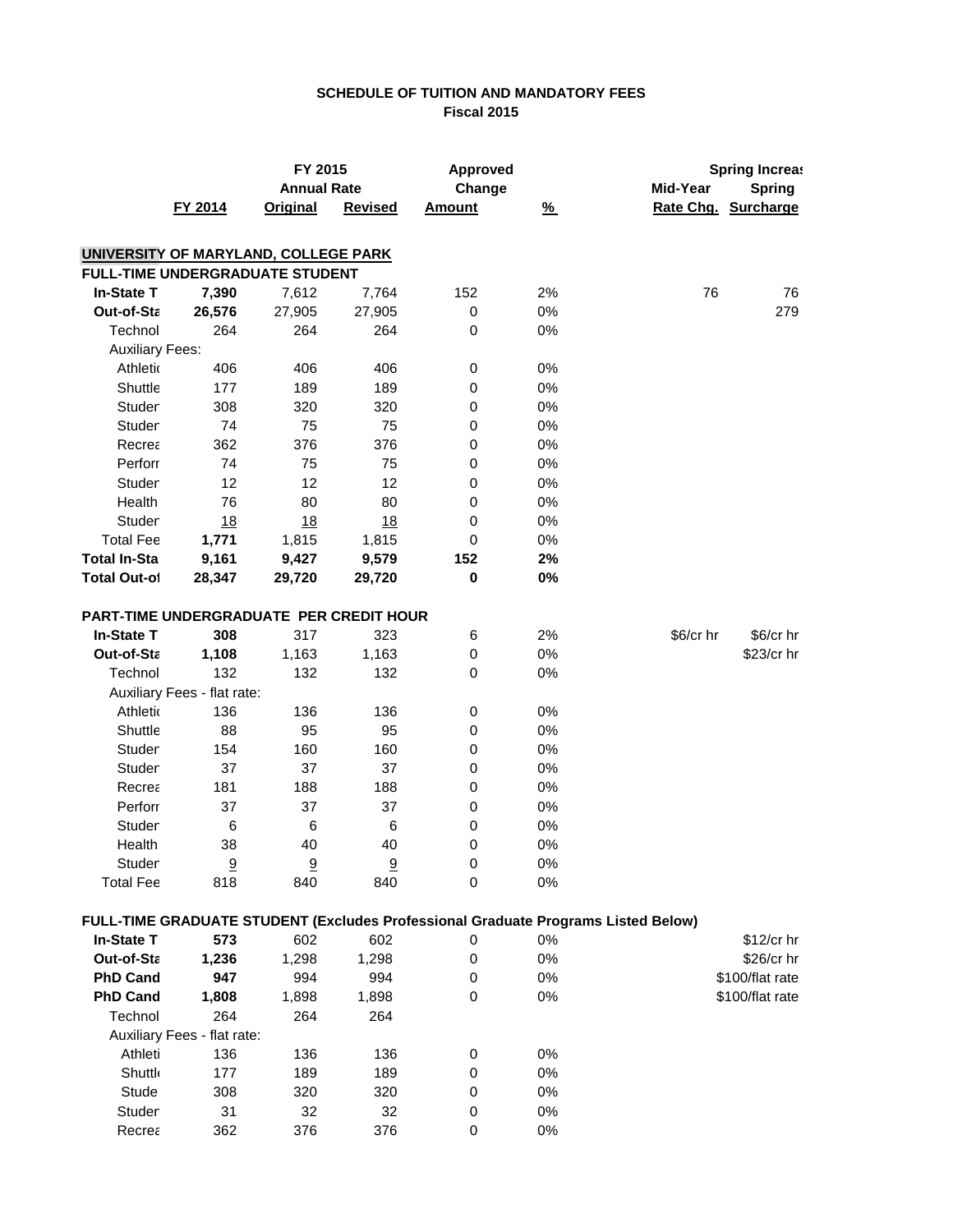# SCHEDULE OF TUITION AND MANDATORY FEES
## Fiscal 2015

| | FY 2014 | FY 2015 Annual Rate Original | FY 2015 Annual Rate Revised | Approved Change Amount | % | Spring Increase Mid-Year Rate Chg. | Spring Increase Spring Surcharge |
|---|---|---|---|---|---|---|---|
| **UNIVERSITY OF MARYLAND, COLLEGE PARK** | | | | | | | |
| **FULL-TIME UNDERGRADUATE STUDENT** | | | | | | | |
| **In-State T** | **7,390** | 7,612 | 7,764 | 152 | 2% | 76 | 76 |
| **Out-of-Sta** | **26,576** | 27,905 | 27,905 | 0 | 0% | | 279 |
| Technol | 264 | 264 | 264 | 0 | 0% | | |
| Auxiliary Fees: | | | | | | | |
| Athletic | 406 | 406 | 406 | 0 | 0% | | |
| Shuttle | 177 | 189 | 189 | 0 | 0% | | |
| Studen | 308 | 320 | 320 | 0 | 0% | | |
| Studen | 74 | 75 | 75 | 0 | 0% | | |
| Recrea | 362 | 376 | 376 | 0 | 0% | | |
| Perforr | 74 | 75 | 75 | 0 | 0% | | |
| Studen | 12 | 12 | 12 | 0 | 0% | | |
| Health | 76 | 80 | 80 | 0 | 0% | | |
| Studen | 18 | 18 | 18 | 0 | 0% | | |
| Total Fee | **1,771** | 1,815 | 1,815 | 0 | 0% | | |
| **Total In-Sta** | **9,161** | **9,427** | **9,579** | **152** | **2%** | | |
| **Total Out-of** | **28,347** | **29,720** | **29,720** | **0** | **0%** | | |
| **PART-TIME UNDERGRADUATE PER CREDIT HOUR** | | | | | | | |
| **In-State T** | **308** | 317 | 323 | 6 | 2% | $6/cr hr | $6/cr hr |
| **Out-of-Sta** | **1,108** | 1,163 | 1,163 | 0 | 0% | | $23/cr hr |
| Technol | 132 | 132 | 132 | 0 | 0% | | |
| Auxiliary Fees - flat rate: | | | | | | | |
| Athletic | 136 | 136 | 136 | 0 | 0% | | |
| Shuttle | 88 | 95 | 95 | 0 | 0% | | |
| Studen | 154 | 160 | 160 | 0 | 0% | | |
| Studen | 37 | 37 | 37 | 0 | 0% | | |
| Recrea | 181 | 188 | 188 | 0 | 0% | | |
| Perforr | 37 | 37 | 37 | 0 | 0% | | |
| Studen | 6 | 6 | 6 | 0 | 0% | | |
| Health | 38 | 40 | 40 | 0 | 0% | | |
| Studen | 9 | 9 | 9 | 0 | 0% | | |
| Total Fee | 818 | 840 | 840 | 0 | 0% | | |
| **FULL-TIME GRADUATE STUDENT (Excludes Professional Graduate Programs Listed Below)** | | | | | | | |
| **In-State T** | **573** | 602 | 602 | 0 | 0% | | $12/cr hr |
| **Out-of-Sta** | **1,236** | 1,298 | 1,298 | 0 | 0% | | $26/cr hr |
| **PhD Cand** | **947** | 994 | 994 | 0 | 0% | | $100/flat rate |
| **PhD Cand** | **1,808** | 1,898 | 1,898 | 0 | 0% | | $100/flat rate |
| Technol | 264 | 264 | 264 | | | | |
| Auxiliary Fees - flat rate: | | | | | | | |
| Athleti | 136 | 136 | 136 | 0 | 0% | | |
| Shuttl | 177 | 189 | 189 | 0 | 0% | | |
| Stude | 308 | 320 | 320 | 0 | 0% | | |
| Studen | 31 | 32 | 32 | 0 | 0% | | |
| Recrea | 362 | 376 | 376 | 0 | 0% | | |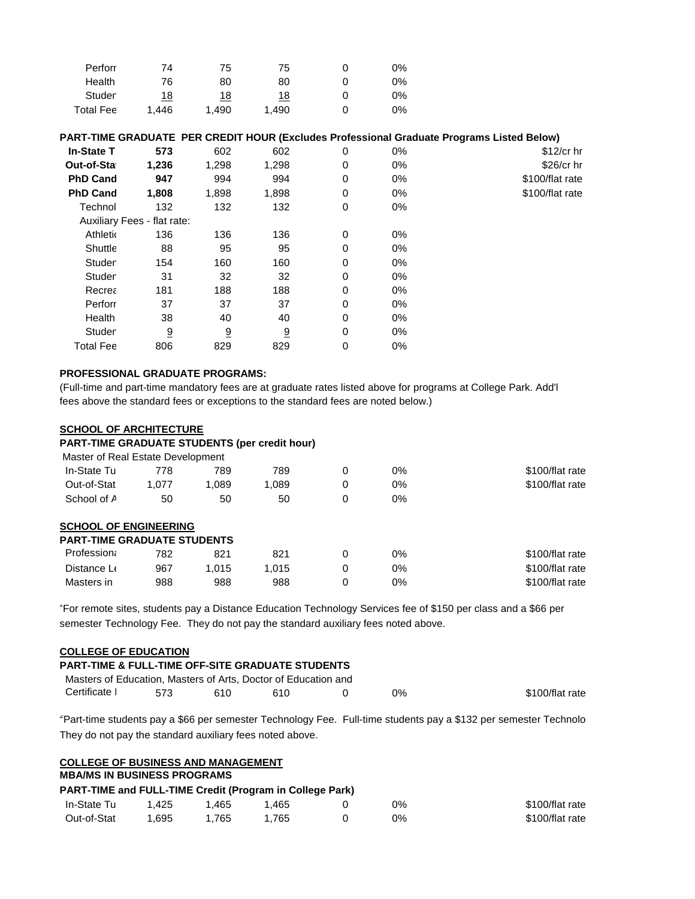| | | | | | | |
|---|---|---|---|---|---|---|
| Perforr | 74 | 75 | 75 | 0 | 0% | |
| Health | 76 | 80 | 80 | 0 | 0% | |
| Studer | 18 | 18 | 18 | 0 | 0% | |
| Total Fee | 1,446 | 1,490 | 1,490 | 0 | 0% | |

**PART-TIME GRADUATE PER CREDIT HOUR (Excludes Professional Graduate Programs Listed Below)**

| | | | | | | |
|---|---|---|---|---|---|---|
| **In-State T** | **573** | 602 | 602 | 0 | 0% | $12/cr hr |
| **Out-of-Sta** | **1,236** | 1,298 | 1,298 | 0 | 0% | $26/cr hr |
| **PhD Cand** | **947** | 994 | 994 | 0 | 0% | $100/flat rate |
| **PhD Cand** | **1,808** | 1,898 | 1,898 | 0 | 0% | $100/flat rate |
| Technol | 132 | 132 | 132 | 0 | 0% | |
| Auxiliary Fees - flat rate: | | | | | | |
| Athletic | 136 | 136 | 136 | 0 | 0% | |
| Shuttle | 88 | 95 | 95 | 0 | 0% | |
| Studer | 154 | 160 | 160 | 0 | 0% | |
| Studer | 31 | 32 | 32 | 0 | 0% | |
| Recrea | 181 | 188 | 188 | 0 | 0% | |
| Perforr | 37 | 37 | 37 | 0 | 0% | |
| Health | 38 | 40 | 40 | 0 | 0% | |
| Studer | 9 | 9 | 9 | 0 | 0% | |
| Total Fee | 806 | 829 | 829 | 0 | 0% | |

**PROFESSIONAL GRADUATE PROGRAMS:**

(Full-time and part-time mandatory fees are at graduate rates listed above for programs at College Park. Add'l fees above the standard fees or exceptions to the standard fees are noted below.)

**SCHOOL OF ARCHITECTURE**

**PART-TIME GRADUATE STUDENTS (per credit hour)**

Master of Real Estate Development

| | | | | | | |
|---|---|---|---|---|---|---|
| In-State Tu | 778 | 789 | 789 | 0 | 0% | $100/flat rate |
| Out-of-Stat | 1,077 | 1,089 | 1,089 | 0 | 0% | $100/flat rate |
| School of A | 50 | 50 | 50 | 0 | 0% | |

**SCHOOL OF ENGINEERING**

**PART-TIME GRADUATE STUDENTS**

| | | | | | | |
|---|---|---|---|---|---|---|
| Professiona | 782 | 821 | 821 | 0 | 0% | $100/flat rate |
| Distance Le | 967 | 1,015 | 1,015 | 0 | 0% | $100/flat rate |
| Masters in | 988 | 988 | 988 | 0 | 0% | $100/flat rate |

[1]For remote sites, students pay a Distance Education Technology Services fee of $150 per class and a $66 per semester Technology Fee. They do not pay the standard auxiliary fees noted above.

**COLLEGE OF EDUCATION**

**PART-TIME & FULL-TIME OFF-SITE GRADUATE STUDENTS**

Masters of Education, Masters of Arts, Doctor of Education and

| | | | | | | |
|---|---|---|---|---|---|---|
| Certificate I | 573 | 610 | 610 | 0 | 0% | $100/flat rate |

[2]Part-time students pay a $66 per semester Technology Fee. Full-time students pay a $132 per semester Technolo They do not pay the standard auxiliary fees noted above.

**COLLEGE OF BUSINESS AND MANAGEMENT**

**MBA/MS IN BUSINESS PROGRAMS**

**PART-TIME and FULL-TIME Credit (Program in College Park)**

| | | | | | | |
|---|---|---|---|---|---|---|
| In-State Tu | 1,425 | 1,465 | 1,465 | 0 | 0% | $100/flat rate |
| Out-of-Stat | 1,695 | 1,765 | 1,765 | 0 | 0% | $100/flat rate |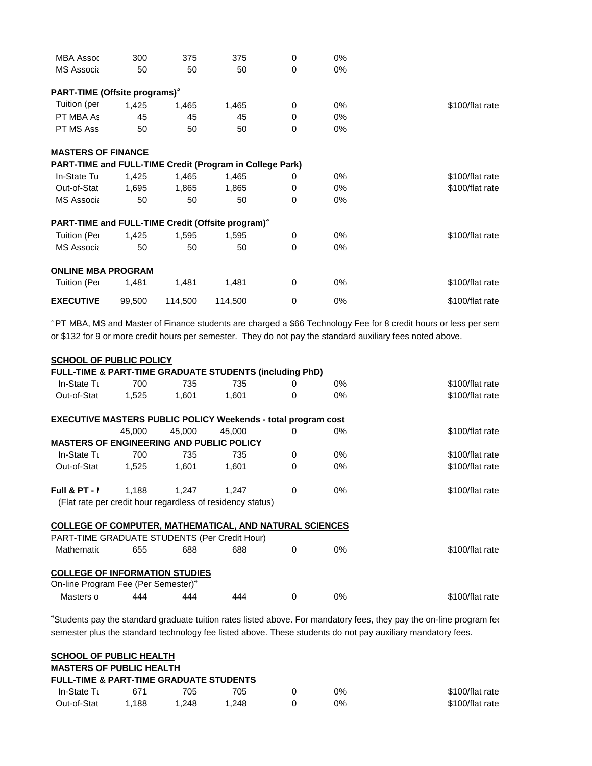| | | | | | | |
|---|---|---|---|---|---|---|
| MBA Assoc | 300 | 375 | 375 | 0 | 0% | |
| MS Associa | 50 | 50 | 50 | 0 | 0% | |
| **PART-TIME (Offsite programs)[3]** | | | | | | |
| Tuition (per | 1,425 | 1,465 | 1,465 | 0 | 0% | $100/flat rate |
| PT MBA As | 45 | 45 | 45 | 0 | 0% | |
| PT MS Ass | 50 | 50 | 50 | 0 | 0% | |
| **MASTERS OF FINANCE** | | | | | | |
| **PART-TIME and FULL-TIME Credit (Program in College Park)** | | | | | | |
| In-State Tu | 1,425 | 1,465 | 1,465 | 0 | 0% | $100/flat rate |
| Out-of-Stat | 1,695 | 1,865 | 1,865 | 0 | 0% | $100/flat rate |
| MS Associa | 50 | 50 | 50 | 0 | 0% | |
| **PART-TIME and FULL-TIME Credit (Offsite program)[3]** | | | | | | |
| Tuition (Pe | 1,425 | 1,595 | 1,595 | 0 | 0% | $100/flat rate |
| MS Associa | 50 | 50 | 50 | 0 | 0% | |
| **ONLINE MBA PROGRAM** | | | | | | |
| Tuition (Pe | 1,481 | 1,481 | 1,481 | 0 | 0% | $100/flat rate |
| **EXECUTIVE** | 99,500 | 114,500 | 114,500 | 0 | 0% | $100/flat rate |

[3] PT MBA, MS and Master of Finance students are charged a $66 Technology Fee for 8 credit hours or less per sem or $132 for 9 or more credit hours per semester. They do not pay the standard auxiliary fees noted above.

| | | | | | | |
|---|---|---|---|---|---|---|
| **SCHOOL OF PUBLIC POLICY** | | | | | | |
| **FULL-TIME & PART-TIME GRADUATE STUDENTS (including PhD)** | | | | | | |
| In-State Tu | 700 | 735 | 735 | 0 | 0% | $100/flat rate |
| Out-of-Stat | 1,525 | 1,601 | 1,601 | 0 | 0% | $100/flat rate |
| **EXECUTIVE MASTERS PUBLIC POLICY Weekends - total program cost** | | | | | | |
| | 45,000 | 45,000 | 45,000 | 0 | 0% | $100/flat rate |
| **MASTERS OF ENGINEERING AND PUBLIC POLICY** | | | | | | |
| In-State Tu | 700 | 735 | 735 | 0 | 0% | $100/flat rate |
| Out-of-Stat | 1,525 | 1,601 | 1,601 | 0 | 0% | $100/flat rate |
| **Full & PT - I** | 1,188 | 1,247 | 1,247 | 0 | 0% | $100/flat rate |
| (Flat rate per credit hour regardless of residency status) | | | | | | |
| **COLLEGE OF COMPUTER, MATHEMATICAL, AND NATURAL SCIENCES** | | | | | | |
| PART-TIME GRADUATE STUDENTS (Per Credit Hour) | | | | | | |
| Mathematic | 655 | 688 | 688 | 0 | 0% | $100/flat rate |
| **COLLEGE OF INFORMATION STUDIES** | | | | | | |
| On-line Program Fee (Per Semester)[4] | | | | | | |
| Masters o | 444 | 444 | 444 | 0 | 0% | $100/flat rate |

[4] Students pay the standard graduate tuition rates listed above. For mandatory fees, they pay the on-line program fee semester plus the standard technology fee listed above. These students do not pay auxiliary mandatory fees.

| | | | | | | |
|---|---|---|---|---|---|---|
| **SCHOOL OF PUBLIC HEALTH** | | | | | | |
| **MASTERS OF PUBLIC HEALTH** | | | | | | |
| **FULL-TIME & PART-TIME GRADUATE STUDENTS** | | | | | | |
| In-State Tu | 671 | 705 | 705 | 0 | 0% | $100/flat rate |
| Out-of-Stat | 1,188 | 1,248 | 1,248 | 0 | 0% | $100/flat rate |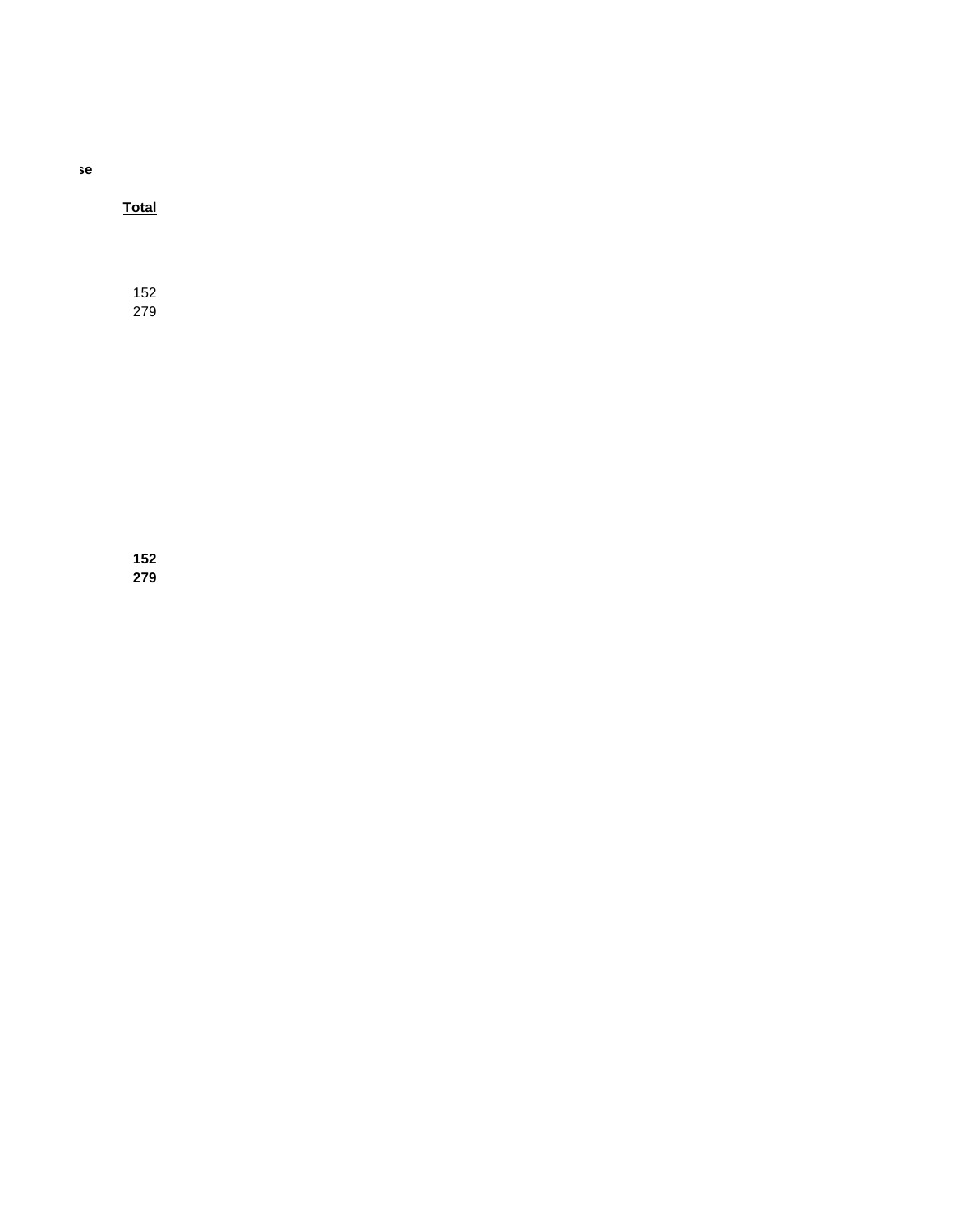se

| Total |
|---|
| 152 |
| 279 |
| **152** |
| **279** |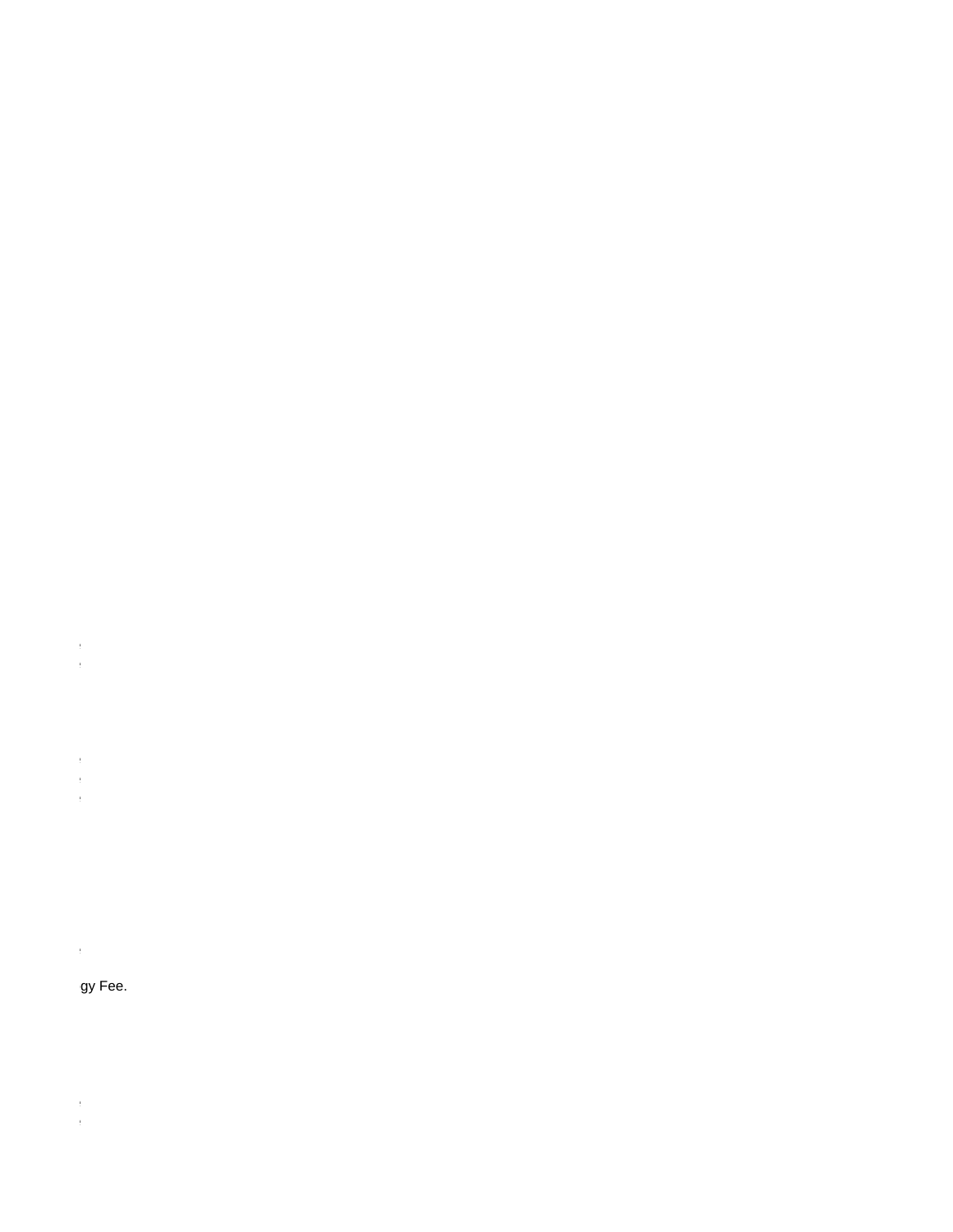gy Fee.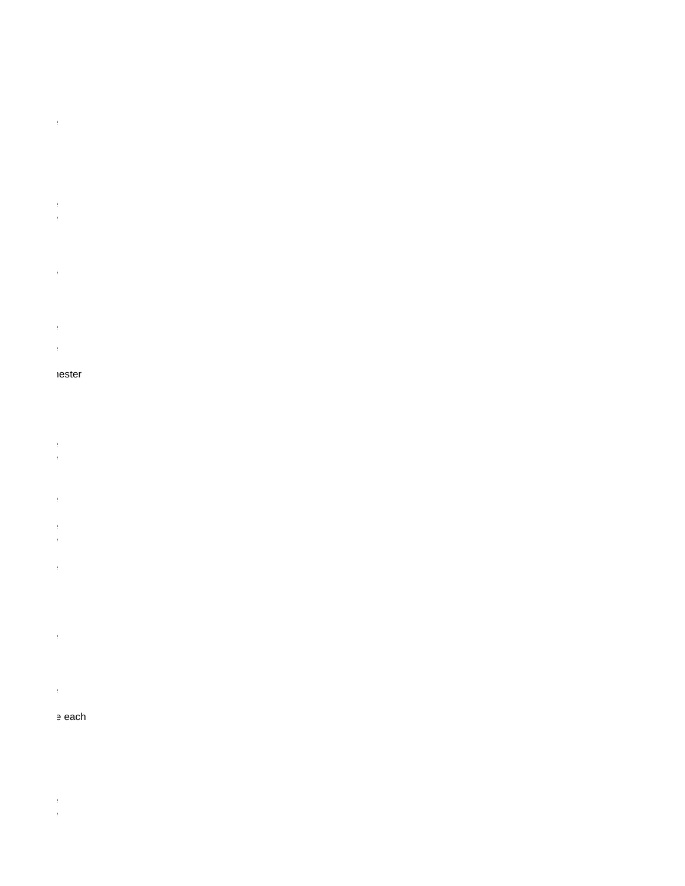ıester

e each